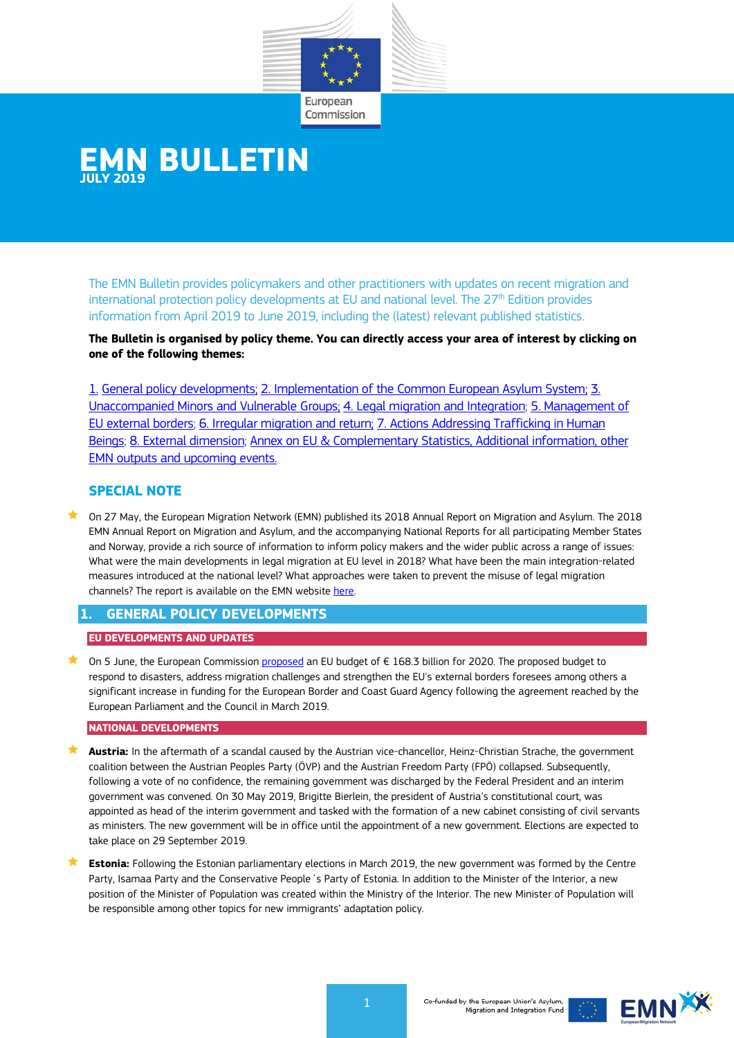# EMN BULLETIN

**JULY 2019**

The EMN Bulletin provides policymakers and other practitioners with updates on recent migration and international protection policy developments at EU and national level. The 27th Edition provides information from April 2019 to June 2019, including the (latest) relevant published statistics.

**The Bulletin is organised by policy theme. You can directly access your area of interest by clicking on one of the following themes:**

1. General policy developments; 2. Implementation of the Common European Asylum System; 3. Unaccompanied Minors and Vulnerable Groups; 4. Legal migration and Integration; 5. Management of EU external borders; 6. Irregular migration and return; 7. Actions Addressing Trafficking in Human Beings; 8. External dimension; Annex on EU & Complementary Statistics, Additional information, other EMN outputs and upcoming events.

## SPECIAL NOTE

- On 27 May, the European Migration Network (EMN) published its 2018 Annual Report on Migration and Asylum. The 2018 EMN Annual Report on Migration and Asylum, and the accompanying National Reports for all participating Member States and Norway, provide a rich source of information to inform policy makers and the wider public across a range of issues: What were the main developments in legal migration at EU level in 2018? What have been the main integration-related measures introduced at the national level? What approaches were taken to prevent the misuse of legal migration channels? The report is available on the EMN website here.

## 1. GENERAL POLICY DEVELOPMENTS

### EU DEVELOPMENTS AND UPDATES

- On 5 June, the European Commission proposed an EU budget of € 168.3 billion for 2020. The proposed budget to respond to disasters, address migration challenges and strengthen the EU's external borders foresees among others a significant increase in funding for the European Border and Coast Guard Agency following the agreement reached by the European Parliament and the Council in March 2019.

### NATIONAL DEVELOPMENTS

- **Austria:** In the aftermath of a scandal caused by the Austrian vice-chancellor, Heinz-Christian Strache, the government coalition between the Austrian Peoples Party (ÖVP) and the Austrian Freedom Party (FPÖ) collapsed. Subsequently, following a vote of no confidence, the remaining government was discharged by the Federal President and an interim government was convened. On 30 May 2019, Brigitte Bierlein, the president of Austria's constitutional court, was appointed as head of the interim government and tasked with the formation of a new cabinet consisting of civil servants as ministers. The new government will be in office until the appointment of a new government. Elections are expected to take place on 29 September 2019.

- **Estonia:** Following the Estonian parliamentary elections in March 2019, the new government was formed by the Centre Party, Isamaa Party and the Conservative People´s Party of Estonia. In addition to the Minister of the Interior, a new position of the Minister of Population was created within the Ministry of the Interior. The new Minister of Population will be responsible among other topics for new immigrants' adaptation policy.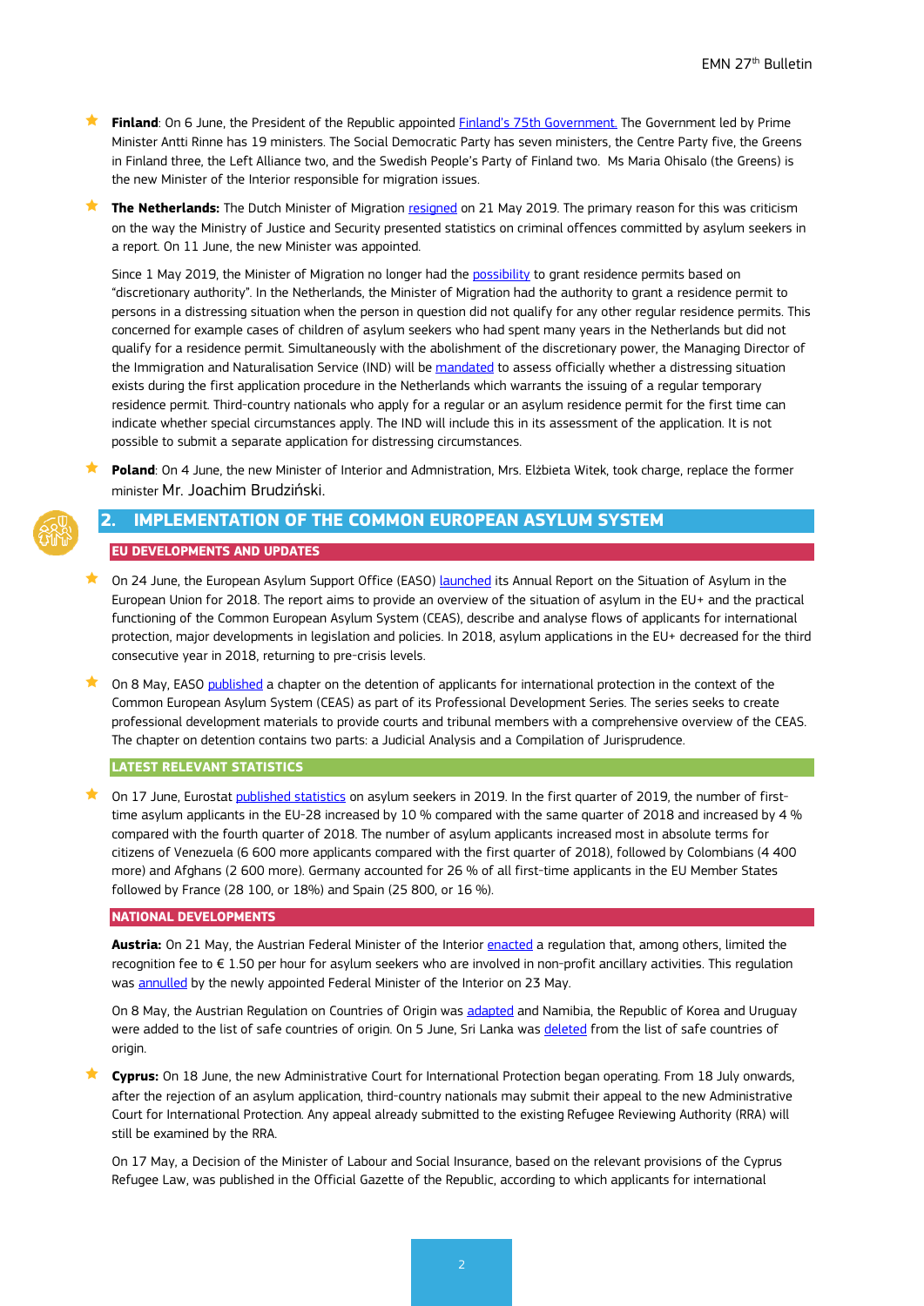- **Finland**: On 6 June, the President of the Republic appointed Finland's 75th Government. The Government led by Prime Minister Antti Rinne has 19 ministers. The Social Democratic Party has seven ministers, the Centre Party five, the Greens in Finland three, the Left Alliance two, and the Swedish People's Party of Finland two. Ms Maria Ohisalo (the Greens) is the new Minister of the Interior responsible for migration issues.

- **The Netherlands:** The Dutch Minister of Migration resigned on 21 May 2019. The primary reason for this was criticism on the way the Ministry of Justice and Security presented statistics on criminal offences committed by asylum seekers in a report. On 11 June, the new Minister was appointed.

  Since 1 May 2019, the Minister of Migration no longer had the possibility to grant residence permits based on "discretionary authority". In the Netherlands, the Minister of Migration had the authority to grant a residence permit to persons in a distressing situation when the person in question did not qualify for any other regular residence permits. This concerned for example cases of children of asylum seekers who had spent many years in the Netherlands but did not qualify for a residence permit. Simultaneously with the abolishment of the discretionary power, the Managing Director of the Immigration and Naturalisation Service (IND) will be mandated to assess officially whether a distressing situation exists during the first application procedure in the Netherlands which warrants the issuing of a regular temporary residence permit. Third-country nationals who apply for a regular or an asylum residence permit for the first time can indicate whether special circumstances apply. The IND will include this in its assessment of the application. It is not possible to submit a separate application for distressing circumstances.

- **Poland**: On 4 June, the new Minister of Interior and Admnistration, Mrs. Elżbieta Witek, took charge, replace the former minister Mr. Joachim Brudziński.

## 2. IMPLEMENTATION OF THE COMMON EUROPEAN ASYLUM SYSTEM

### EU DEVELOPMENTS AND UPDATES

- On 24 June, the European Asylum Support Office (EASO) launched its Annual Report on the Situation of Asylum in the European Union for 2018. The report aims to provide an overview of the situation of asylum in the EU+ and the practical functioning of the Common European Asylum System (CEAS), describe and analyse flows of applicants for international protection, major developments in legislation and policies. In 2018, asylum applications in the EU+ decreased for the third consecutive year in 2018, returning to pre-crisis levels.

- On 8 May, EASO published a chapter on the detention of applicants for international protection in the context of the Common European Asylum System (CEAS) as part of its Professional Development Series. The series seeks to create professional development materials to provide courts and tribunal members with a comprehensive overview of the CEAS. The chapter on detention contains two parts: a Judicial Analysis and a Compilation of Jurisprudence.

### LATEST RELEVANT STATISTICS

- On 17 June, Eurostat published statistics on asylum seekers in 2019. In the first quarter of 2019, the number of first-time asylum applicants in the EU-28 increased by 10 % compared with the same quarter of 2018 and increased by 4 % compared with the fourth quarter of 2018. The number of asylum applicants increased most in absolute terms for citizens of Venezuela (6 600 more applicants compared with the first quarter of 2018), followed by Colombians (4 400 more) and Afghans (2 600 more). Germany accounted for 26 % of all first-time applicants in the EU Member States followed by France (28 100, or 18%) and Spain (25 800, or 16 %).

### NATIONAL DEVELOPMENTS

**Austria:** On 21 May, the Austrian Federal Minister of the Interior enacted a regulation that, among others, limited the recognition fee to € 1.50 per hour for asylum seekers who are involved in non-profit ancillary activities. This regulation was annulled by the newly appointed Federal Minister of the Interior on 23 May.

On 8 May, the Austrian Regulation on Countries of Origin was adapted and Namibia, the Republic of Korea and Uruguay were added to the list of safe countries of origin. On 5 June, Sri Lanka was deleted from the list of safe countries of origin.

- **Cyprus:** On 18 June, the new Administrative Court for International Protection began operating. From 18 July onwards, after the rejection of an asylum application, third-country nationals may submit their appeal to the new Administrative Court for International Protection. Any appeal already submitted to the existing Refugee Reviewing Authority (RRA) will still be examined by the RRA.

  On 17 May, a Decision of the Minister of Labour and Social Insurance, based on the relevant provisions of the Cyprus Refugee Law, was published in the Official Gazette of the Republic, according to which applicants for international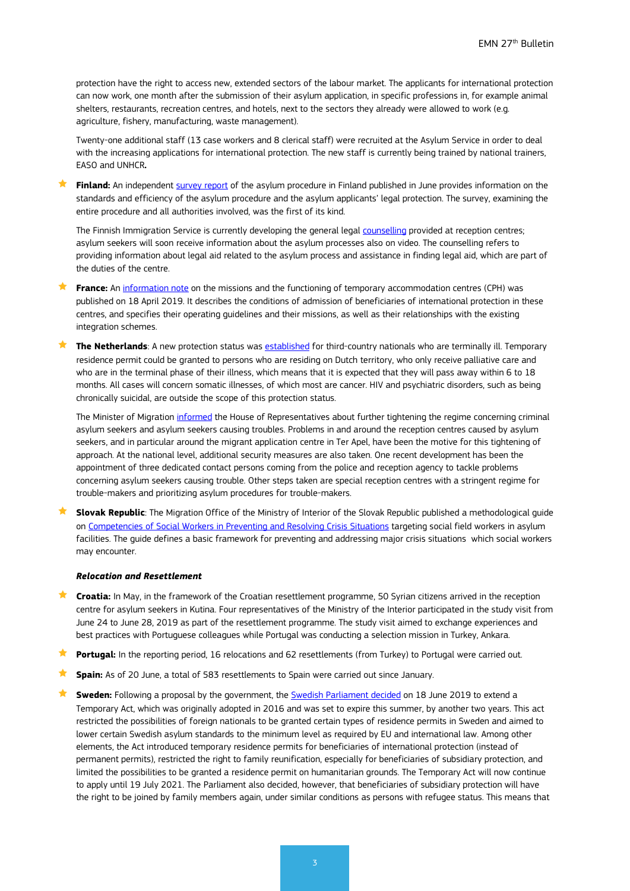protection have the right to access new, extended sectors of the labour market. The applicants for international protection can now work, one month after the submission of their asylum application, in specific professions in, for example animal shelters, restaurants, recreation centres, and hotels, next to the sectors they already were allowed to work (e.g. agriculture, fishery, manufacturing, waste management).

Twenty-one additional staff (13 case workers and 8 clerical staff) were recruited at the Asylum Service in order to deal with the increasing applications for international protection. The new staff is currently being trained by national trainers, EASO and UNHCR**.**

- **Finland:** An independent survey report of the asylum procedure in Finland published in June provides information on the standards and efficiency of the asylum procedure and the asylum applicants' legal protection. The survey, examining the entire procedure and all authorities involved, was the first of its kind.

  The Finnish Immigration Service is currently developing the general legal counselling provided at reception centres; asylum seekers will soon receive information about the asylum processes also on video. The counselling refers to providing information about legal aid related to the asylum process and assistance in finding legal aid, which are part of the duties of the centre.

- **France:** An information note on the missions and the functioning of temporary accommodation centres (CPH) was published on 18 April 2019. It describes the conditions of admission of beneficiaries of international protection in these centres, and specifies their operating guidelines and their missions, as well as their relationships with the existing integration schemes.

- **The Netherlands**: A new protection status was established for third-country nationals who are terminally ill. Temporary residence permit could be granted to persons who are residing on Dutch territory, who only receive palliative care and who are in the terminal phase of their illness, which means that it is expected that they will pass away within 6 to 18 months. All cases will concern somatic illnesses, of which most are cancer. HIV and psychiatric disorders, such as being chronically suicidal, are outside the scope of this protection status.

  The Minister of Migration informed the House of Representatives about further tightening the regime concerning criminal asylum seekers and asylum seekers causing troubles. Problems in and around the reception centres caused by asylum seekers, and in particular around the migrant application centre in Ter Apel, have been the motive for this tightening of approach. At the national level, additional security measures are also taken. One recent development has been the appointment of three dedicated contact persons coming from the police and reception agency to tackle problems concerning asylum seekers causing trouble. Other steps taken are special reception centres with a stringent regime for trouble-makers and prioritizing asylum procedures for trouble-makers.

- **Slovak Republic**: The Migration Office of the Ministry of Interior of the Slovak Republic published a methodological guide on Competencies of Social Workers in Preventing and Resolving Crisis Situations targeting social field workers in asylum facilities. The guide defines a basic framework for preventing and addressing major crisis situations which social workers may encounter.

***Relocation and Resettlement***

- **Croatia:** In May, in the framework of the Croatian resettlement programme, 50 Syrian citizens arrived in the reception centre for asylum seekers in Kutina. Four representatives of the Ministry of the Interior participated in the study visit from June 24 to June 28, 2019 as part of the resettlement programme. The study visit aimed to exchange experiences and best practices with Portuguese colleagues while Portugal was conducting a selection mission in Turkey, Ankara.

- **Portugal:** In the reporting period, 16 relocations and 62 resettlements (from Turkey) to Portugal were carried out.

- **Spain:** As of 20 June, a total of 583 resettlements to Spain were carried out since January.

- **Sweden:** Following a proposal by the government, the Swedish Parliament decided on 18 June 2019 to extend a Temporary Act, which was originally adopted in 2016 and was set to expire this summer, by another two years. This act restricted the possibilities of foreign nationals to be granted certain types of residence permits in Sweden and aimed to lower certain Swedish asylum standards to the minimum level as required by EU and international law. Among other elements, the Act introduced temporary residence permits for beneficiaries of international protection (instead of permanent permits), restricted the right to family reunification, especially for beneficiaries of subsidiary protection, and limited the possibilities to be granted a residence permit on humanitarian grounds. The Temporary Act will now continue to apply until 19 July 2021. The Parliament also decided, however, that beneficiaries of subsidiary protection will have the right to be joined by family members again, under similar conditions as persons with refugee status. This means that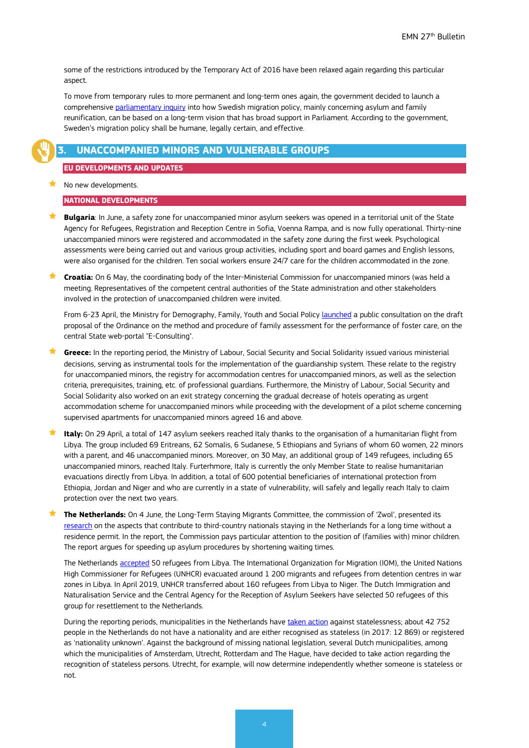some of the restrictions introduced by the Temporary Act of 2016 have been relaxed again regarding this particular aspect.

To move from temporary rules to more permanent and long-term ones again, the government decided to launch a comprehensive parliamentary inquiry into how Swedish migration policy, mainly concerning asylum and family reunification, can be based on a long-term vision that has broad support in Parliament. According to the government, Sweden's migration policy shall be humane, legally certain, and effective.

## 3. UNACCOMPANIED MINORS AND VULNERABLE GROUPS

### EU DEVELOPMENTS AND UPDATES

- No new developments.

### NATIONAL DEVELOPMENTS

- **Bulgaria**: In June, a safety zone for unaccompanied minor asylum seekers was opened in a territorial unit of the State Agency for Refugees, Registration and Reception Centre in Sofia, Voenna Rampa, and is now fully operational. Thirty-nine unaccompanied minors were registered and accommodated in the safety zone during the first week. Psychological assessments were being carried out and various group activities, including sport and board games and English lessons, were also organised for the children. Ten social workers ensure 24/7 care for the children accommodated in the zone.

- **Croatia:** On 6 May, the coordinating body of the Inter-Ministerial Commission for unaccompanied minors (was held a meeting. Representatives of the competent central authorities of the State administration and other stakeholders involved in the protection of unaccompanied children were invited.

  From 6-23 April, the Ministry for Demography, Family, Youth and Social Policy launched a public consultation on the draft proposal of the Ordinance on the method and procedure of family assessment for the performance of foster care, on the central State web-portal "E-Consulting".

- **Greece:** In the reporting period, the Ministry of Labour, Social Security and Social Solidarity issued various ministerial decisions, serving as instrumental tools for the implementation of the guardianship system. These relate to the registry for unaccompanied minors, the registry for accommodation centres for unaccompanied minors, as well as the selection criteria, prerequisites, training, etc. of professional guardians. Furthermore, the Ministry of Labour, Social Security and Social Solidarity also worked on an exit strategy concerning the gradual decrease of hotels operating as urgent accommodation scheme for unaccompanied minors while proceeding with the development of a pilot scheme concerning supervised apartments for unaccompanied minors agreed 16 and above.

- **Italy:** On 29 April, a total of 147 asylum seekers reached Italy thanks to the organisation of a humanitarian flight from Libya. The group included 69 Eritreans, 62 Somalis, 6 Sudanese, 5 Ethiopians and Syrians of whom 60 women, 22 minors with a parent, and 46 unaccompanied minors. Moreover, on 30 May, an additional group of 149 refugees, including 65 unaccompanied minors, reached Italy. Furterhmore, Italy is currently the only Member State to realise humanitarian evacuations directly from Libya. In addition, a total of 600 potential beneficiaries of international protection from Ethiopia, Jordan and Niger and who are currently in a state of vulnerability, will safely and legally reach Italy to claim protection over the next two years.

- **The Netherlands:** On 4 June, the Long-Term Staying Migrants Committee, the commission of 'Zwol', presented its research on the aspects that contribute to third-country nationals staying in the Netherlands for a long time without a residence permit. In the report, the Commission pays particular attention to the position of (families with) minor children. The report argues for speeding up asylum procedures by shortening waiting times.

  The Netherlands accepted 50 refugees from Libya. The International Organization for Migration (IOM), the United Nations High Commissioner for Refugees (UNHCR) evacuated around 1 200 migrants and refugees from detention centres in war zones in Libya. In April 2019, UNHCR transferred about 160 refugees from Libya to Niger. The Dutch Immigration and Naturalisation Service and the Central Agency for the Reception of Asylum Seekers have selected 50 refugees of this group for resettlement to the Netherlands.

  During the reporting periods, municipalities in the Netherlands have taken action against statelessness; about 42 752 people in the Netherlands do not have a nationality and are either recognised as stateless (in 2017: 12 869) or registered as 'nationality unknown'. Against the background of missing national legislation, several Dutch municipalities, among which the municipalities of Amsterdam, Utrecht, Rotterdam and The Hague, have decided to take action regarding the recognition of stateless persons. Utrecht, for example, will now determine independently whether someone is stateless or not.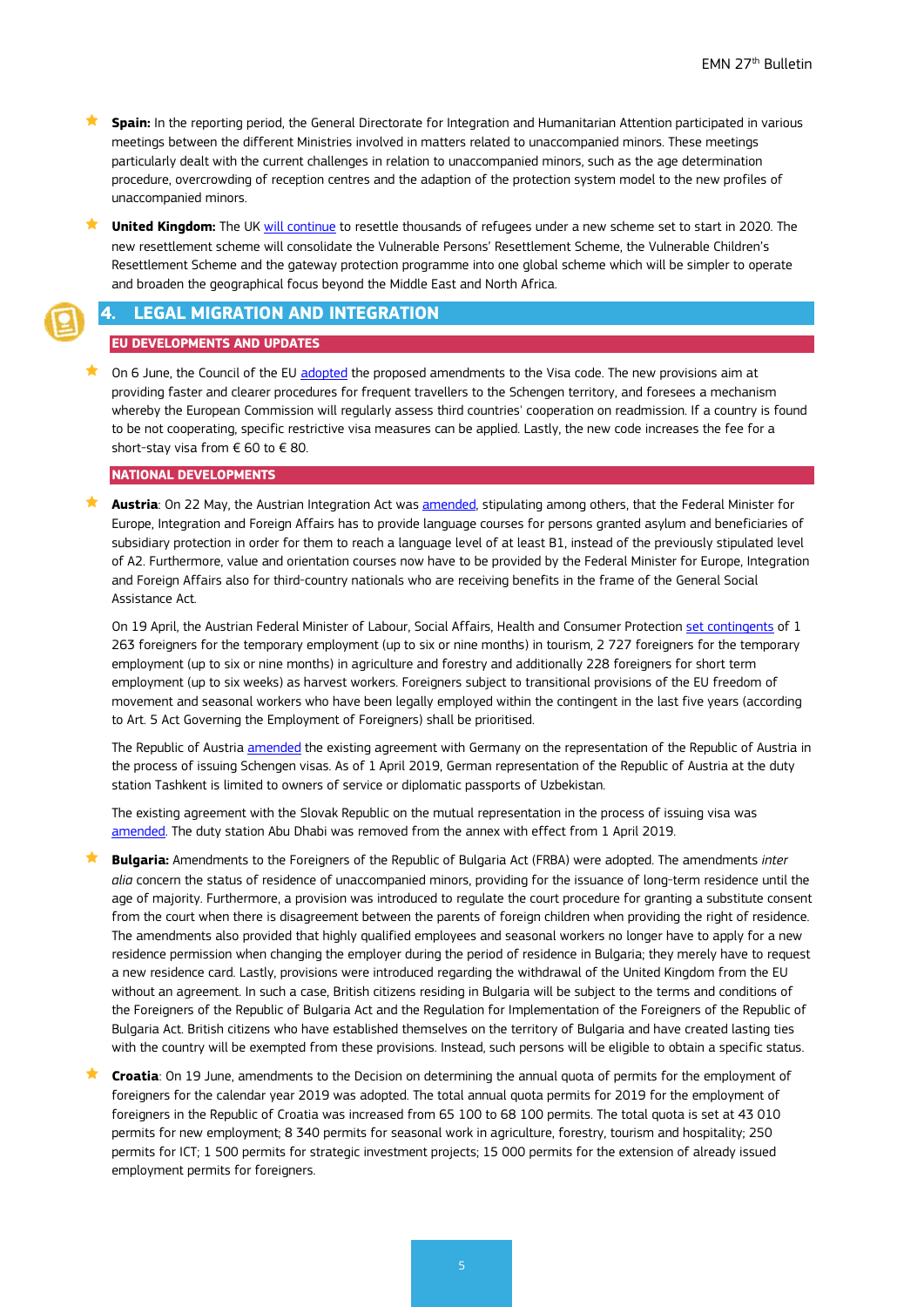- **Spain:** In the reporting period, the General Directorate for Integration and Humanitarian Attention participated in various meetings between the different Ministries involved in matters related to unaccompanied minors. These meetings particularly dealt with the current challenges in relation to unaccompanied minors, such as the age determination procedure, overcrowding of reception centres and the adaption of the protection system model to the new profiles of unaccompanied minors.

- **United Kingdom:** The UK will continue to resettle thousands of refugees under a new scheme set to start in 2020. The new resettlement scheme will consolidate the Vulnerable Persons' Resettlement Scheme, the Vulnerable Children's Resettlement Scheme and the gateway protection programme into one global scheme which will be simpler to operate and broaden the geographical focus beyond the Middle East and North Africa.

## 4. LEGAL MIGRATION AND INTEGRATION

### EU DEVELOPMENTS AND UPDATES

- On 6 June, the Council of the EU adopted the proposed amendments to the Visa code. The new provisions aim at providing faster and clearer procedures for frequent travellers to the Schengen territory, and foresees a mechanism whereby the European Commission will regularly assess third countries' cooperation on readmission. If a country is found to be not cooperating, specific restrictive visa measures can be applied. Lastly, the new code increases the fee for a short-stay visa from € 60 to € 80.

### NATIONAL DEVELOPMENTS

- **Austria**: On 22 May, the Austrian Integration Act was amended, stipulating among others, that the Federal Minister for Europe, Integration and Foreign Affairs has to provide language courses for persons granted asylum and beneficiaries of subsidiary protection in order for them to reach a language level of at least B1, instead of the previously stipulated level of A2. Furthermore, value and orientation courses now have to be provided by the Federal Minister for Europe, Integration and Foreign Affairs also for third-country nationals who are receiving benefits in the frame of the General Social Assistance Act.

  On 19 April, the Austrian Federal Minister of Labour, Social Affairs, Health and Consumer Protection set contingents of 1 263 foreigners for the temporary employment (up to six or nine months) in tourism, 2 727 foreigners for the temporary employment (up to six or nine months) in agriculture and forestry and additionally 228 foreigners for short term employment (up to six weeks) as harvest workers. Foreigners subject to transitional provisions of the EU freedom of movement and seasonal workers who have been legally employed within the contingent in the last five years (according to Art. 5 Act Governing the Employment of Foreigners) shall be prioritised.

  The Republic of Austria amended the existing agreement with Germany on the representation of the Republic of Austria in the process of issuing Schengen visas. As of 1 April 2019, German representation of the Republic of Austria at the duty station Tashkent is limited to owners of service or diplomatic passports of Uzbekistan.

  The existing agreement with the Slovak Republic on the mutual representation in the process of issuing visa was amended. The duty station Abu Dhabi was removed from the annex with effect from 1 April 2019.

- **Bulgaria:** Amendments to the Foreigners of the Republic of Bulgaria Act (FRBA) were adopted. The amendments *inter alia* concern the status of residence of unaccompanied minors, providing for the issuance of long-term residence until the age of majority. Furthermore, a provision was introduced to regulate the court procedure for granting a substitute consent from the court when there is disagreement between the parents of foreign children when providing the right of residence. The amendments also provided that highly qualified employees and seasonal workers no longer have to apply for a new residence permission when changing the employer during the period of residence in Bulgaria; they merely have to request a new residence card. Lastly, provisions were introduced regarding the withdrawal of the United Kingdom from the EU without an agreement. In such a case, British citizens residing in Bulgaria will be subject to the terms and conditions of the Foreigners of the Republic of Bulgaria Act and the Regulation for Implementation of the Foreigners of the Republic of Bulgaria Act. British citizens who have established themselves on the territory of Bulgaria and have created lasting ties with the country will be exempted from these provisions. Instead, such persons will be eligible to obtain a specific status.

- **Croatia**: On 19 June, amendments to the Decision on determining the annual quota of permits for the employment of foreigners for the calendar year 2019 was adopted. The total annual quota permits for 2019 for the employment of foreigners in the Republic of Croatia was increased from 65 100 to 68 100 permits. The total quota is set at 43 010 permits for new employment; 8 340 permits for seasonal work in agriculture, forestry, tourism and hospitality; 250 permits for ICT; 1 500 permits for strategic investment projects; 15 000 permits for the extension of already issued employment permits for foreigners.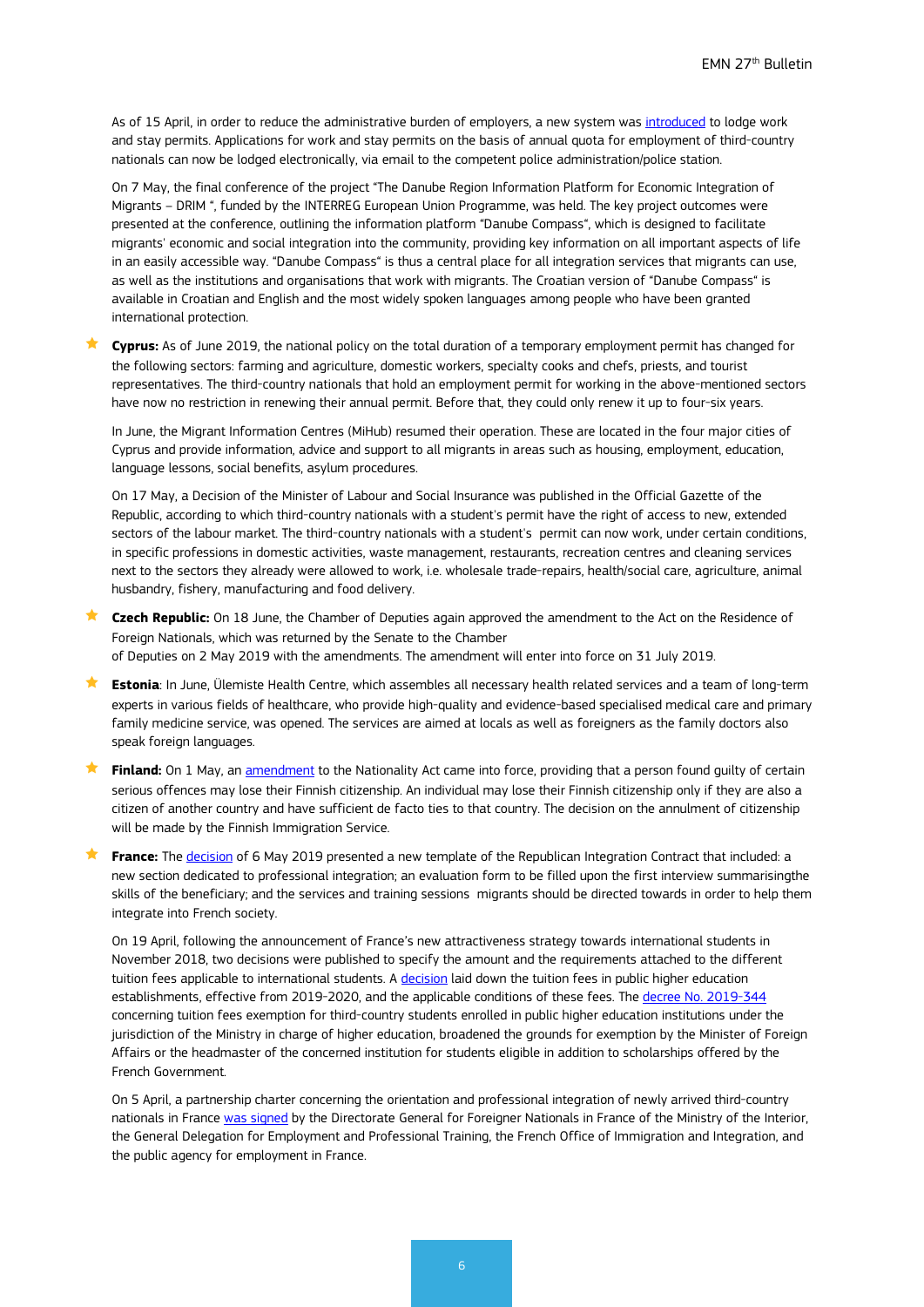As of 15 April, in order to reduce the administrative burden of employers, a new system was introduced to lodge work and stay permits. Applications for work and stay permits on the basis of annual quota for employment of third-country nationals can now be lodged electronically, via email to the competent police administration/police station.

On 7 May, the final conference of the project "The Danube Region Information Platform for Economic Integration of Migrants – DRIM ", funded by the INTERREG European Union Programme, was held. The key project outcomes were presented at the conference, outlining the information platform "Danube Compass", which is designed to facilitate migrants' economic and social integration into the community, providing key information on all important aspects of life in an easily accessible way. "Danube Compass" is thus a central place for all integration services that migrants can use, as well as the institutions and organisations that work with migrants. The Croatian version of "Danube Compass" is available in Croatian and English and the most widely spoken languages among people who have been granted international protection.

- **Cyprus:** As of June 2019, the national policy on the total duration of a temporary employment permit has changed for the following sectors: farming and agriculture, domestic workers, specialty cooks and chefs, priests, and tourist representatives. The third-country nationals that hold an employment permit for working in the above-mentioned sectors have now no restriction in renewing their annual permit. Before that, they could only renew it up to four-six years.

  In June, the Migrant Information Centres (MiHub) resumed their operation. These are located in the four major cities of Cyprus and provide information, advice and support to all migrants in areas such as housing, employment, education, language lessons, social benefits, asylum procedures.

  On 17 May, a Decision of the Minister of Labour and Social Insurance was published in the Official Gazette of the Republic, according to which third-country nationals with a student's permit have the right of access to new, extended sectors of the labour market. The third-country nationals with a student's permit can now work, under certain conditions, in specific professions in domestic activities, waste management, restaurants, recreation centres and cleaning services next to the sectors they already were allowed to work, i.e. wholesale trade-repairs, health/social care, agriculture, animal husbandry, fishery, manufacturing and food delivery.

- **Czech Republic:** On 18 June, the Chamber of Deputies again approved the amendment to the Act on the Residence of Foreign Nationals, which was returned by the Senate to the Chamber of Deputies on 2 May 2019 with the amendments. The amendment will enter into force on 31 July 2019.

- **Estonia**: In June, Ülemiste Health Centre, which assembles all necessary health related services and a team of long-term experts in various fields of healthcare, who provide high-quality and evidence-based specialised medical care and primary family medicine service, was opened. The services are aimed at locals as well as foreigners as the family doctors also speak foreign languages.

- **Finland:** On 1 May, an amendment to the Nationality Act came into force, providing that a person found guilty of certain serious offences may lose their Finnish citizenship. An individual may lose their Finnish citizenship only if they are also a citizen of another country and have sufficient de facto ties to that country. The decision on the annulment of citizenship will be made by the Finnish Immigration Service.

- **France:** The decision of 6 May 2019 presented a new template of the Republican Integration Contract that included: a new section dedicated to professional integration; an evaluation form to be filled upon the first interview summarisingthe skills of the beneficiary; and the services and training sessions migrants should be directed towards in order to help them integrate into French society.

  On 19 April, following the announcement of France's new attractiveness strategy towards international students in November 2018, two decisions were published to specify the amount and the requirements attached to the different tuition fees applicable to international students. A decision laid down the tuition fees in public higher education establishments, effective from 2019-2020, and the applicable conditions of these fees. The decree No. 2019-344 concerning tuition fees exemption for third-country students enrolled in public higher education institutions under the jurisdiction of the Ministry in charge of higher education, broadened the grounds for exemption by the Minister of Foreign Affairs or the headmaster of the concerned institution for students eligible in addition to scholarships offered by the French Government.

  On 5 April, a partnership charter concerning the orientation and professional integration of newly arrived third-country nationals in France was signed by the Directorate General for Foreigner Nationals in France of the Ministry of the Interior, the General Delegation for Employment and Professional Training, the French Office of Immigration and Integration, and the public agency for employment in France.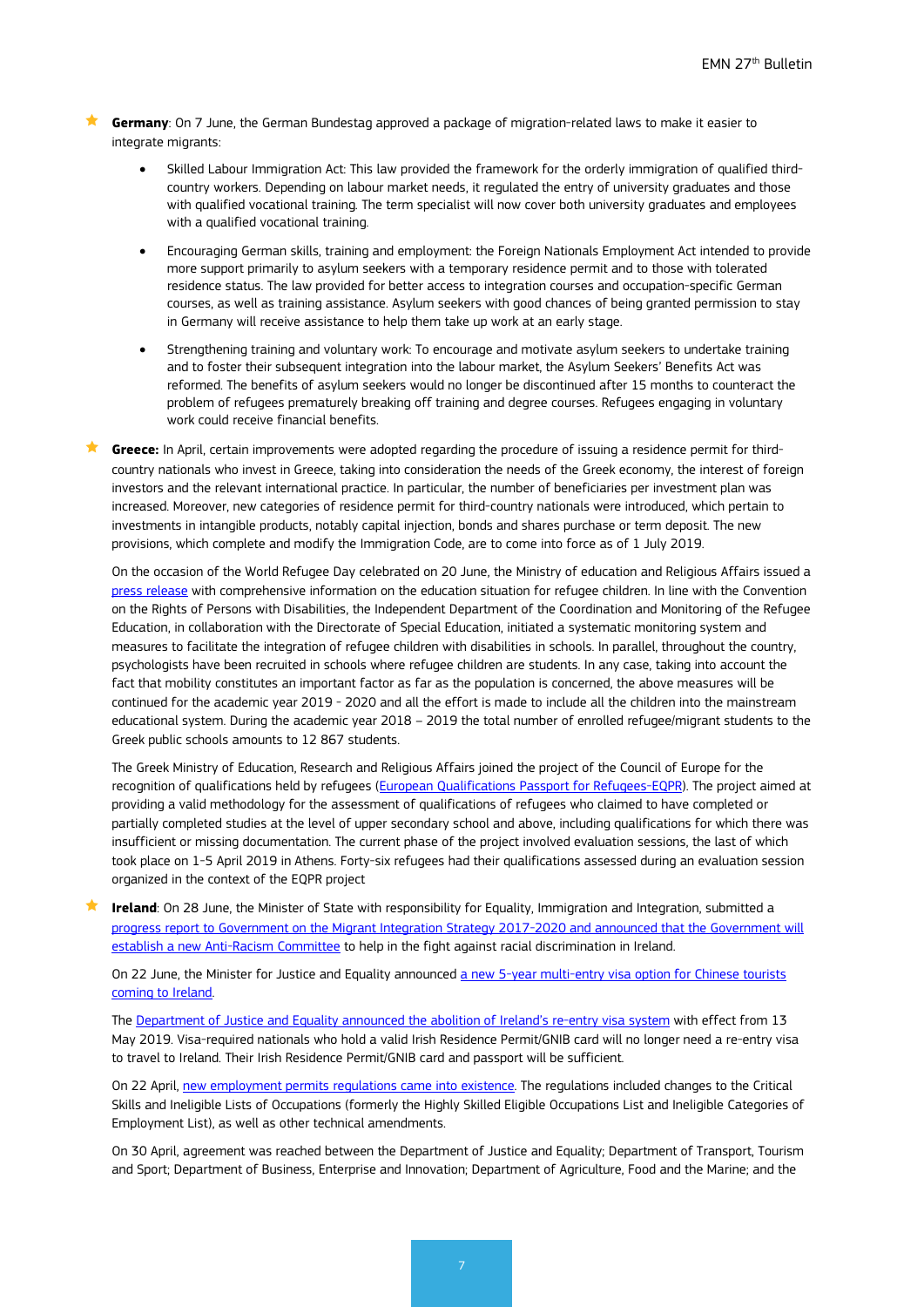- **Germany**: On 7 June, the German Bundestag approved a package of migration-related laws to make it easier to integrate migrants:
  - Skilled Labour Immigration Act: This law provided the framework for the orderly immigration of qualified third-country workers. Depending on labour market needs, it regulated the entry of university graduates and those with qualified vocational training. The term specialist will now cover both university graduates and employees with a qualified vocational training.
  - Encouraging German skills, training and employment: the Foreign Nationals Employment Act intended to provide more support primarily to asylum seekers with a temporary residence permit and to those with tolerated residence status. The law provided for better access to integration courses and occupation-specific German courses, as well as training assistance. Asylum seekers with good chances of being granted permission to stay in Germany will receive assistance to help them take up work at an early stage.
  - Strengthening training and voluntary work: To encourage and motivate asylum seekers to undertake training and to foster their subsequent integration into the labour market, the Asylum Seekers' Benefits Act was reformed. The benefits of asylum seekers would no longer be discontinued after 15 months to counteract the problem of refugees prematurely breaking off training and degree courses. Refugees engaging in voluntary work could receive financial benefits.

- **Greece:** In April, certain improvements were adopted regarding the procedure of issuing a residence permit for third-country nationals who invest in Greece, taking into consideration the needs of the Greek economy, the interest of foreign investors and the relevant international practice. In particular, the number of beneficiaries per investment plan was increased. Moreover, new categories of residence permit for third-country nationals were introduced, which pertain to investments in intangible products, notably capital injection, bonds and shares purchase or term deposit. The new provisions, which complete and modify the Immigration Code, are to come into force as of 1 July 2019.

  On the occasion of the World Refugee Day celebrated on 20 June, the Ministry of education and Religious Affairs issued a [press release](#) with comprehensive information on the education situation for refugee children. In line with the Convention on the Rights of Persons with Disabilities, the Independent Department of the Coordination and Monitoring of the Refugee Education, in collaboration with the Directorate of Special Education, initiated a systematic monitoring system and measures to facilitate the integration of refugee children with disabilities in schools. In parallel, throughout the country, psychologists have been recruited in schools where refugee children are students. In any case, taking into account the fact that mobility constitutes an important factor as far as the population is concerned, the above measures will be continued for the academic year 2019 - 2020 and all the effort is made to include all the children into the mainstream educational system. During the academic year 2018 – 2019 the total number of enrolled refugee/migrant students to the Greek public schools amounts to 12 867 students.

  The Greek Ministry of Education, Research and Religious Affairs joined the project of the Council of Europe for the recognition of qualifications held by refugees ([European Qualifications Passport for Refugees-EQPR](#)). The project aimed at providing a valid methodology for the assessment of qualifications of refugees who claimed to have completed or partially completed studies at the level of upper secondary school and above, including qualifications for which there was insufficient or missing documentation. The current phase of the project involved evaluation sessions, the last of which took place on 1-5 April 2019 in Athens. Forty-six refugees had their qualifications assessed during an evaluation session organized in the context of the EQPR project

- **Ireland**: On 28 June, the Minister of State with responsibility for Equality, Immigration and Integration, submitted a [progress report to Government on the Migrant Integration Strategy 2017-2020 and announced that the Government will establish a new Anti-Racism Committee](#) to help in the fight against racial discrimination in Ireland.

  On 22 June, the Minister for Justice and Equality announced [a new 5-year multi-entry visa option for Chinese tourists coming to Ireland](#).

  The [Department of Justice and Equality announced the abolition of Ireland's re-entry visa system](#) with effect from 13 May 2019. Visa-required nationals who hold a valid Irish Residence Permit/GNIB card will no longer need a re-entry visa to travel to Ireland. Their Irish Residence Permit/GNIB card and passport will be sufficient.

  On 22 April, [new employment permits regulations came into existence](#). The regulations included changes to the Critical Skills and Ineligible Lists of Occupations (formerly the Highly Skilled Eligible Occupations List and Ineligible Categories of Employment List), as well as other technical amendments.

  On 30 April, agreement was reached between the Department of Justice and Equality; Department of Transport, Tourism and Sport; Department of Business, Enterprise and Innovation; Department of Agriculture, Food and the Marine; and the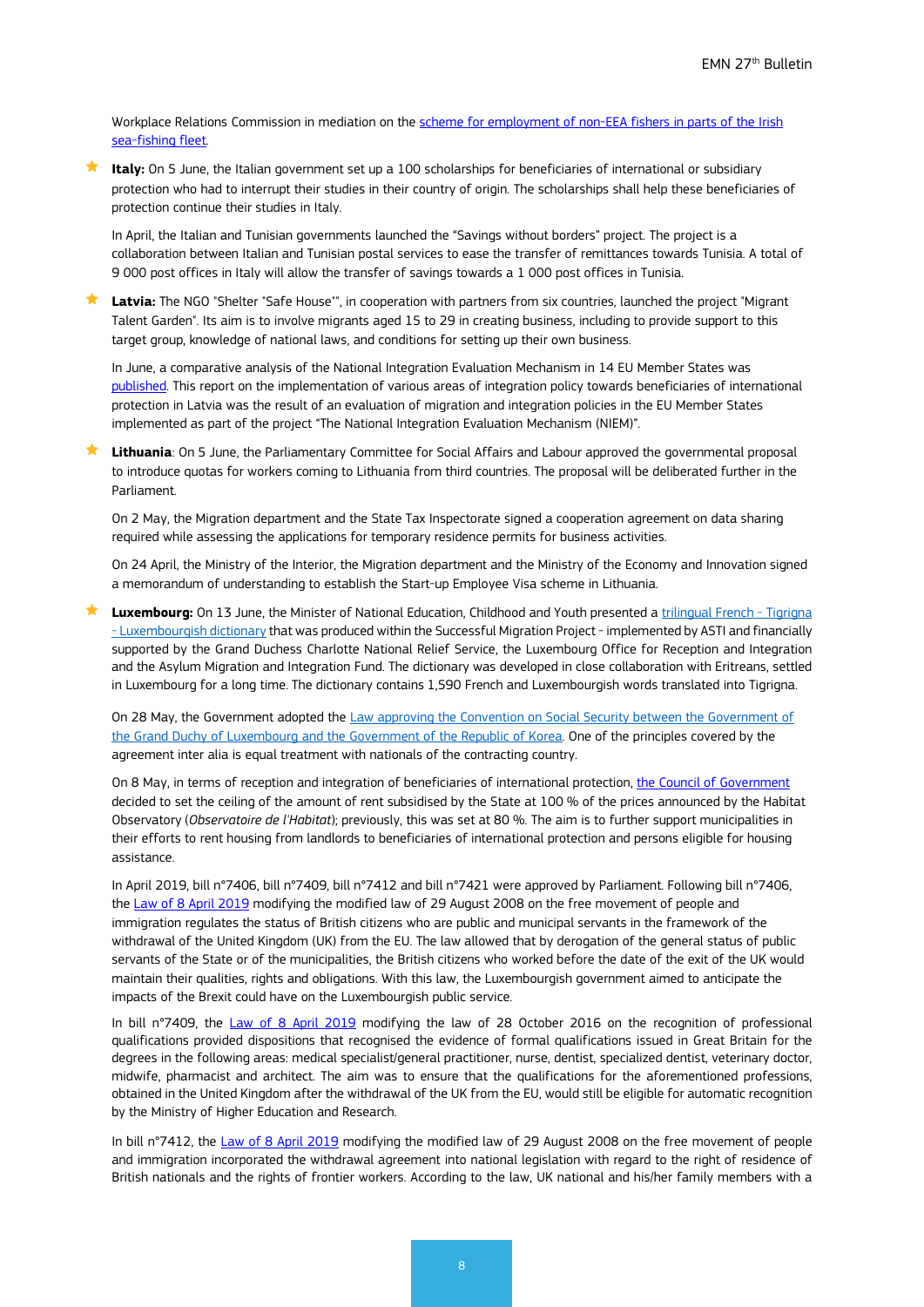Workplace Relations Commission in mediation on the scheme for employment of non-EEA fishers in parts of the Irish sea-fishing fleet.

- **Italy:** On 5 June, the Italian government set up a 100 scholarships for beneficiaries of international or subsidiary protection who had to interrupt their studies in their country of origin. The scholarships shall help these beneficiaries of protection continue their studies in Italy.

  In April, the Italian and Tunisian governments launched the "Savings without borders" project. The project is a collaboration between Italian and Tunisian postal services to ease the transfer of remittances towards Tunisia. A total of 9 000 post offices in Italy will allow the transfer of savings towards a 1 000 post offices in Tunisia.

- **Latvia:** The NGO "Shelter "Safe House"", in cooperation with partners from six countries, launched the project "Migrant Talent Garden". Its aim is to involve migrants aged 15 to 29 in creating business, including to provide support to this target group, knowledge of national laws, and conditions for setting up their own business.

  In June, a comparative analysis of the National Integration Evaluation Mechanism in 14 EU Member States was published. This report on the implementation of various areas of integration policy towards beneficiaries of international protection in Latvia was the result of an evaluation of migration and integration policies in the EU Member States implemented as part of the project "The National Integration Evaluation Mechanism (NIEM)".

- **Lithuania**: On 5 June, the Parliamentary Committee for Social Affairs and Labour approved the governmental proposal to introduce quotas for workers coming to Lithuania from third countries. The proposal will be deliberated further in the Parliament.

  On 2 May, the Migration department and the State Tax Inspectorate signed a cooperation agreement on data sharing required while assessing the applications for temporary residence permits for business activities.

  On 24 April, the Ministry of the Interior, the Migration department and the Ministry of the Economy and Innovation signed a memorandum of understanding to establish the Start-up Employee Visa scheme in Lithuania.

- **Luxembourg:** On 13 June, the Minister of National Education, Childhood and Youth presented a trilingual French - Tigrigna - Luxembourgish dictionary that was produced within the Successful Migration Project - implemented by ASTI and financially supported by the Grand Duchess Charlotte National Relief Service, the Luxembourg Office for Reception and Integration and the Asylum Migration and Integration Fund. The dictionary was developed in close collaboration with Eritreans, settled in Luxembourg for a long time. The dictionary contains 1,590 French and Luxembourgish words translated into Tigrigna.

  On 28 May, the Government adopted the Law approving the Convention on Social Security between the Government of the Grand Duchy of Luxembourg and the Government of the Republic of Korea. One of the principles covered by the agreement inter alia is equal treatment with nationals of the contracting country.

  On 8 May, in terms of reception and integration of beneficiaries of international protection, the Council of Government decided to set the ceiling of the amount of rent subsidised by the State at 100 % of the prices announced by the Habitat Observatory (*Observatoire de l'Habitat*); previously, this was set at 80 %. The aim is to further support municipalities in their efforts to rent housing from landlords to beneficiaries of international protection and persons eligible for housing assistance.

  In April 2019, bill n°7406, bill n°7409, bill n°7412 and bill n°7421 were approved by Parliament. Following bill n°7406, the Law of 8 April 2019 modifying the modified law of 29 August 2008 on the free movement of people and immigration regulates the status of British citizens who are public and municipal servants in the framework of the withdrawal of the United Kingdom (UK) from the EU. The law allowed that by derogation of the general status of public servants of the State or of the municipalities, the British citizens who worked before the date of the exit of the UK would maintain their qualities, rights and obligations. With this law, the Luxembourgish government aimed to anticipate the impacts of the Brexit could have on the Luxembourgish public service.

  In bill n°7409, the Law of 8 April 2019 modifying the law of 28 October 2016 on the recognition of professional qualifications provided dispositions that recognised the evidence of formal qualifications issued in Great Britain for the degrees in the following areas: medical specialist/general practitioner, nurse, dentist, specialized dentist, veterinary doctor, midwife, pharmacist and architect. The aim was to ensure that the qualifications for the aforementioned professions, obtained in the United Kingdom after the withdrawal of the UK from the EU, would still be eligible for automatic recognition by the Ministry of Higher Education and Research.

  In bill n°7412, the Law of 8 April 2019 modifying the modified law of 29 August 2008 on the free movement of people and immigration incorporated the withdrawal agreement into national legislation with regard to the right of residence of British nationals and the rights of frontier workers. According to the law, UK national and his/her family members with a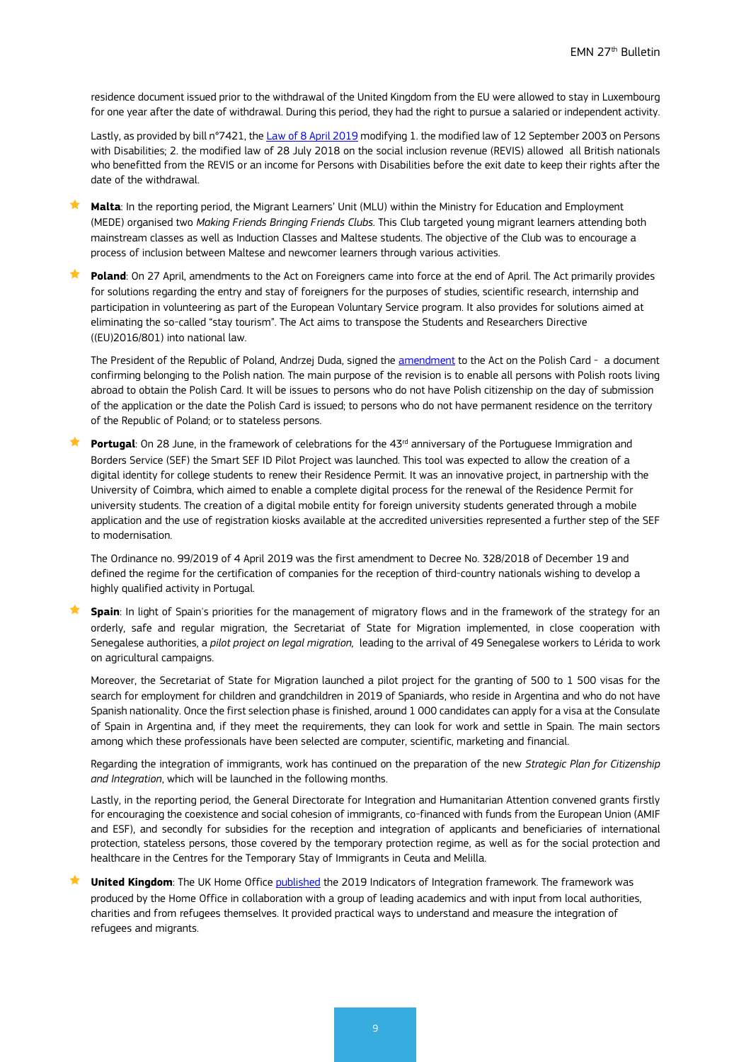residence document issued prior to the withdrawal of the United Kingdom from the EU were allowed to stay in Luxembourg for one year after the date of withdrawal. During this period, they had the right to pursue a salaried or independent activity.

Lastly, as provided by bill n°7421, the Law of 8 April 2019 modifying 1. the modified law of 12 September 2003 on Persons with Disabilities; 2. the modified law of 28 July 2018 on the social inclusion revenue (REVIS) allowed all British nationals who benefitted from the REVIS or an income for Persons with Disabilities before the exit date to keep their rights after the date of the withdrawal.

- **Malta**: In the reporting period, the Migrant Learners' Unit (MLU) within the Ministry for Education and Employment (MEDE) organised two *Making Friends Bringing Friends Clubs*. This Club targeted young migrant learners attending both mainstream classes as well as Induction Classes and Maltese students. The objective of the Club was to encourage a process of inclusion between Maltese and newcomer learners through various activities.

- **Poland**: On 27 April, amendments to the Act on Foreigners came into force at the end of April. The Act primarily provides for solutions regarding the entry and stay of foreigners for the purposes of studies, scientific research, internship and participation in volunteering as part of the European Voluntary Service program. It also provides for solutions aimed at eliminating the so-called "stay tourism". The Act aims to transpose the Students and Researchers Directive ((EU)2016/801) into national law.

  The President of the Republic of Poland, Andrzej Duda, signed the amendment to the Act on the Polish Card - a document confirming belonging to the Polish nation. The main purpose of the revision is to enable all persons with Polish roots living abroad to obtain the Polish Card. It will be issues to persons who do not have Polish citizenship on the day of submission of the application or the date the Polish Card is issued; to persons who do not have permanent residence on the territory of the Republic of Poland; or to stateless persons.

- **Portugal**: On 28 June, in the framework of celebrations for the 43rd anniversary of the Portuguese Immigration and Borders Service (SEF) the Smart SEF ID Pilot Project was launched. This tool was expected to allow the creation of a digital identity for college students to renew their Residence Permit. It was an innovative project, in partnership with the University of Coimbra, which aimed to enable a complete digital process for the renewal of the Residence Permit for university students. The creation of a digital mobile entity for foreign university students generated through a mobile application and the use of registration kiosks available at the accredited universities represented a further step of the SEF to modernisation.

  The Ordinance no. 99/2019 of 4 April 2019 was the first amendment to Decree No. 328/2018 of December 19 and defined the regime for the certification of companies for the reception of third-country nationals wishing to develop a highly qualified activity in Portugal.

- **Spain**: In light of Spain's priorities for the management of migratory flows and in the framework of the strategy for an orderly, safe and regular migration, the Secretariat of State for Migration implemented, in close cooperation with Senegalese authorities, a *pilot project on legal migration,* leading to the arrival of 49 Senegalese workers to Lérida to work on agricultural campaigns.

  Moreover, the Secretariat of State for Migration launched a pilot project for the granting of 500 to 1 500 visas for the search for employment for children and grandchildren in 2019 of Spaniards, who reside in Argentina and who do not have Spanish nationality. Once the first selection phase is finished, around 1 000 candidates can apply for a visa at the Consulate of Spain in Argentina and, if they meet the requirements, they can look for work and settle in Spain. The main sectors among which these professionals have been selected are computer, scientific, marketing and financial.

  Regarding the integration of immigrants, work has continued on the preparation of the new *Strategic Plan for Citizenship and Integration*, which will be launched in the following months.

  Lastly, in the reporting period, the General Directorate for Integration and Humanitarian Attention convened grants firstly for encouraging the coexistence and social cohesion of immigrants, co-financed with funds from the European Union (AMIF and ESF), and secondly for subsidies for the reception and integration of applicants and beneficiaries of international protection, stateless persons, those covered by the temporary protection regime, as well as for the social protection and healthcare in the Centres for the Temporary Stay of Immigrants in Ceuta and Melilla.

- **United Kingdom**: The UK Home Office published the 2019 Indicators of Integration framework. The framework was produced by the Home Office in collaboration with a group of leading academics and with input from local authorities, charities and from refugees themselves. It provided practical ways to understand and measure the integration of refugees and migrants.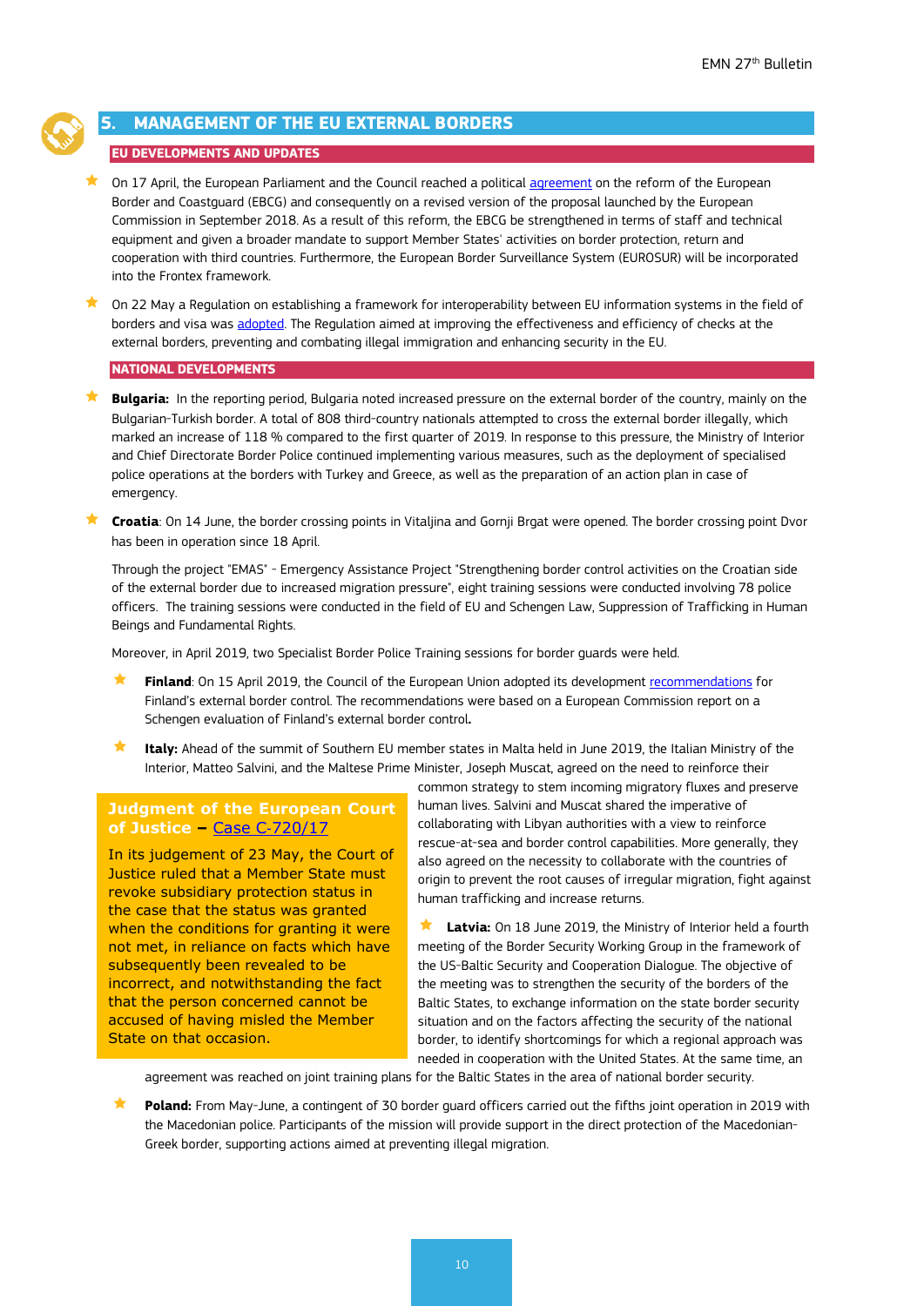## 5. MANAGEMENT OF THE EU EXTERNAL BORDERS

### EU DEVELOPMENTS AND UPDATES

- On 17 April, the European Parliament and the Council reached a political agreement on the reform of the European Border and Coastguard (EBCG) and consequently on a revised version of the proposal launched by the European Commission in September 2018. As a result of this reform, the EBCG be strengthened in terms of staff and technical equipment and given a broader mandate to support Member States' activities on border protection, return and cooperation with third countries. Furthermore, the European Border Surveillance System (EUROSUR) will be incorporated into the Frontex framework.
- On 22 May a Regulation on establishing a framework for interoperability between EU information systems in the field of borders and visa was adopted. The Regulation aimed at improving the effectiveness and efficiency of checks at the external borders, preventing and combating illegal immigration and enhancing security in the EU.

### NATIONAL DEVELOPMENTS

- **Bulgaria:** In the reporting period, Bulgaria noted increased pressure on the external border of the country, mainly on the Bulgarian-Turkish border. A total of 808 third-country nationals attempted to cross the external border illegally, which marked an increase of 118 % compared to the first quarter of 2019. In response to this pressure, the Ministry of Interior and Chief Directorate Border Police continued implementing various measures, such as the deployment of specialised police operations at the borders with Turkey and Greece, as well as the preparation of an action plan in case of emergency.
- **Croatia**: On 14 June, the border crossing points in Vitaljina and Gornji Brgat were opened. The border crossing point Dvor has been in operation since 18 April.

  Through the project "EMAS" - Emergency Assistance Project "Strengthening border control activities on the Croatian side of the external border due to increased migration pressure", eight training sessions were conducted involving 78 police officers. The training sessions were conducted in the field of EU and Schengen Law, Suppression of Trafficking in Human Beings and Fundamental Rights.

  Moreover, in April 2019, two Specialist Border Police Training sessions for border guards were held.

- **Finland**: On 15 April 2019, the Council of the European Union adopted its development recommendations for Finland's external border control. The recommendations were based on a European Commission report on a Schengen evaluation of Finland's external border control.
- **Italy:** Ahead of the summit of Southern EU member states in Malta held in June 2019, the Italian Ministry of the Interior, Matteo Salvini, and the Maltese Prime Minister, Joseph Muscat, agreed on the need to reinforce their common strategy to stem incoming migratory fluxes and preserve human lives. Salvini and Muscat shared the imperative of collaborating with Libyan authorities with a view to reinforce rescue-at-sea and border control capabilities. More generally, they also agreed on the necessity to collaborate with the countries of origin to prevent the root causes of irregular migration, fight against human trafficking and increase returns.
- **Latvia:** On 18 June 2019, the Ministry of Interior held a fourth meeting of the Border Security Working Group in the framework of the US-Baltic Security and Cooperation Dialogue. The objective of the meeting was to strengthen the security of the borders of the Baltic States, to exchange information on the state border security situation and on the factors affecting the security of the national border, to identify shortcomings for which a regional approach was needed in cooperation with the United States. At the same time, an agreement was reached on joint training plans for the Baltic States in the area of national border security.
- **Poland:** From May-June, a contingent of 30 border guard officers carried out the fifths joint operation in 2019 with the Macedonian police. Participants of the mission will provide support in the direct protection of the Macedonian-Greek border, supporting actions aimed at preventing illegal migration.

> **Judgment of the European Court of Justice – Case C-720/17**
>
> In its judgement of 23 May, the Court of Justice ruled that a Member State must revoke subsidiary protection status in the case that the status was granted when the conditions for granting it were not met, in reliance on facts which have subsequently been revealed to be incorrect, and notwithstanding the fact that the person concerned cannot be accused of having misled the Member State on that occasion.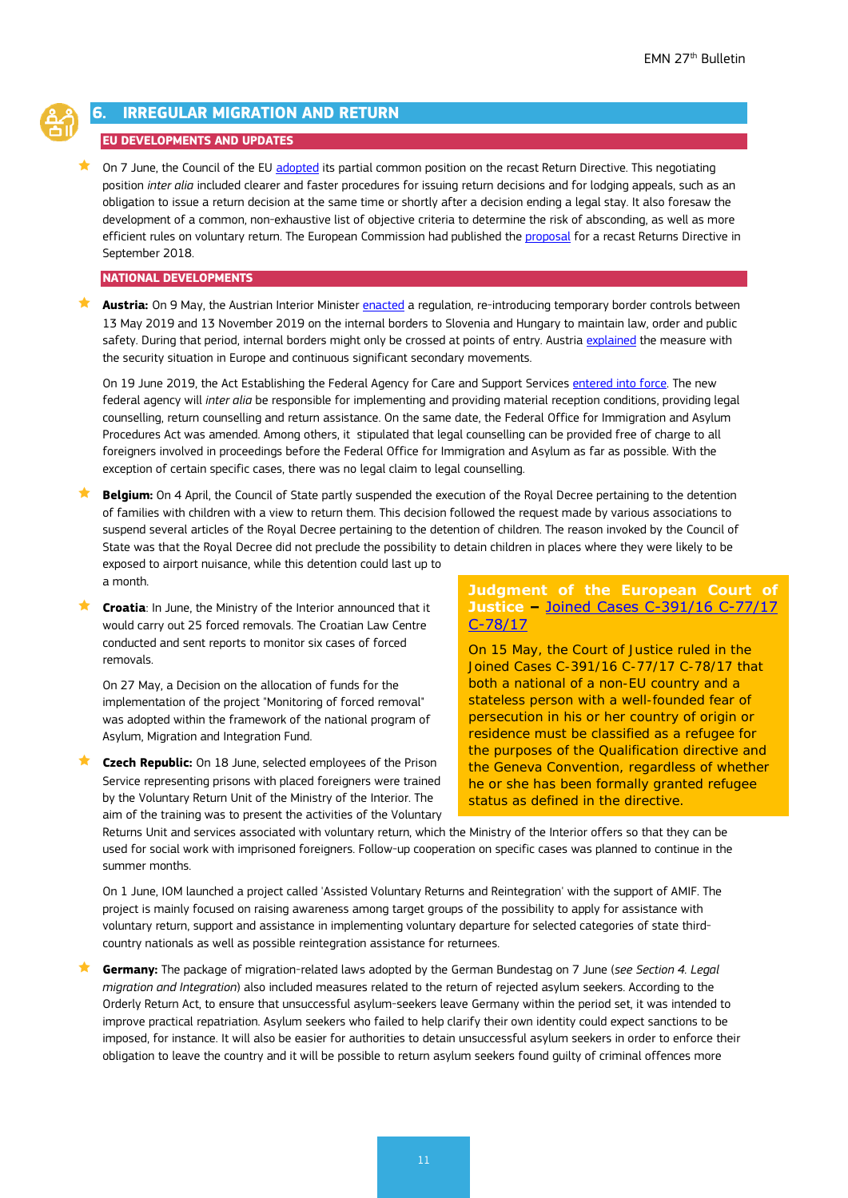## 6. IRREGULAR MIGRATION AND RETURN

### EU DEVELOPMENTS AND UPDATES

- On 7 June, the Council of the EU adopted its partial common position on the recast Return Directive. This negotiating position *inter alia* included clearer and faster procedures for issuing return decisions and for lodging appeals, such as an obligation to issue a return decision at the same time or shortly after a decision ending a legal stay. It also foresaw the development of a common, non-exhaustive list of objective criteria to determine the risk of absconding, as well as more efficient rules on voluntary return. The European Commission had published the proposal for a recast Returns Directive in September 2018.

### NATIONAL DEVELOPMENTS

- **Austria:** On 9 May, the Austrian Interior Minister enacted a regulation, re-introducing temporary border controls between 13 May 2019 and 13 November 2019 on the internal borders to Slovenia and Hungary to maintain law, order and public safety. During that period, internal borders might only be crossed at points of entry. Austria explained the measure with the security situation in Europe and continuous significant secondary movements.

  On 19 June 2019, the Act Establishing the Federal Agency for Care and Support Services entered into force. The new federal agency will *inter alia* be responsible for implementing and providing material reception conditions, providing legal counselling, return counselling and return assistance. On the same date, the Federal Office for Immigration and Asylum Procedures Act was amended. Among others, it stipulated that legal counselling can be provided free of charge to all foreigners involved in proceedings before the Federal Office for Immigration and Asylum as far as possible. With the exception of certain specific cases, there was no legal claim to legal counselling.

- **Belgium:** On 4 April, the Council of State partly suspended the execution of the Royal Decree pertaining to the detention of families with children with a view to return them. This decision followed the request made by various associations to suspend several articles of the Royal Decree pertaining to the detention of children. The reason invoked by the Council of State was that the Royal Decree did not preclude the possibility to detain children in places where they were likely to be exposed to airport nuisance, while this detention could last up to a month.

- **Croatia**: In June, the Ministry of the Interior announced that it would carry out 25 forced removals. The Croatian Law Centre conducted and sent reports to monitor six cases of forced removals.

  On 27 May, a Decision on the allocation of funds for the implementation of the project "Monitoring of forced removal" was adopted within the framework of the national program of Asylum, Migration and Integration Fund.

- **Czech Republic:** On 18 June, selected employees of the Prison Service representing prisons with placed foreigners were trained by the Voluntary Return Unit of the Ministry of the Interior. The aim of the training was to present the activities of the Voluntary Returns Unit and services associated with voluntary return, which the Ministry of the Interior offers so that they can be used for social work with imprisoned foreigners. Follow-up cooperation on specific cases was planned to continue in the summer months.

  On 1 June, IOM launched a project called 'Assisted Voluntary Returns and Reintegration' with the support of AMIF. The project is mainly focused on raising awareness among target groups of the possibility to apply for assistance with voluntary return, support and assistance in implementing voluntary departure for selected categories of state third-country nationals as well as possible reintegration assistance for returnees.

- **Germany:** The package of migration-related laws adopted by the German Bundestag on 7 June (*see Section 4. Legal migration and Integration*) also included measures related to the return of rejected asylum seekers. According to the Orderly Return Act, to ensure that unsuccessful asylum-seekers leave Germany within the period set, it was intended to improve practical repatriation. Asylum seekers who failed to help clarify their own identity could expect sanctions to be imposed, for instance. It will also be easier for authorities to detain unsuccessful asylum seekers in order to enforce their obligation to leave the country and it will be possible to return asylum seekers found guilty of criminal offences more

**Judgment of the European Court of Justice – Joined Cases C-391/16 C-77/17 C-78/17**

On 15 May, the Court of Justice ruled in the Joined Cases C-391/16 C-77/17 C-78/17 that both a national of a non-EU country and a stateless person with a well-founded fear of persecution in his or her country of origin or residence must be classified as a refugee for the purposes of the Qualification directive and the Geneva Convention, regardless of whether he or she has been formally granted refugee status as defined in the directive.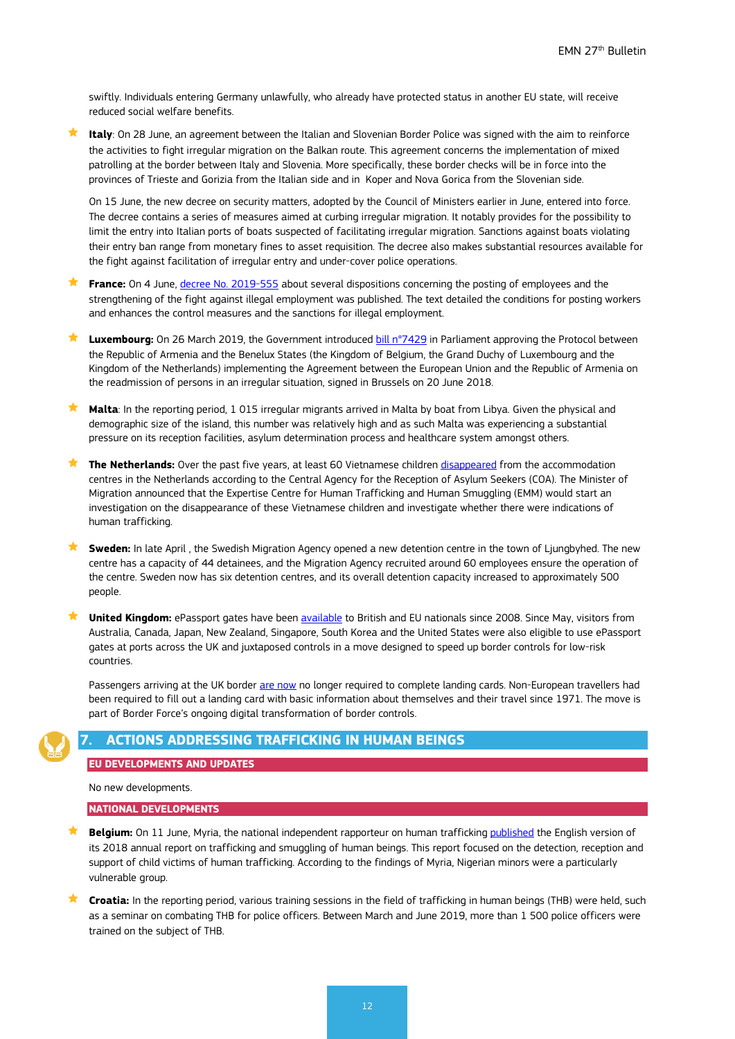swiftly. Individuals entering Germany unlawfully, who already have protected status in another EU state, will receive reduced social welfare benefits.

- **Italy**: On 28 June, an agreement between the Italian and Slovenian Border Police was signed with the aim to reinforce the activities to fight irregular migration on the Balkan route. This agreement concerns the implementation of mixed patrolling at the border between Italy and Slovenia. More specifically, these border checks will be in force into the provinces of Trieste and Gorizia from the Italian side and in Koper and Nova Gorica from the Slovenian side.

  On 15 June, the new decree on security matters, adopted by the Council of Ministers earlier in June, entered into force. The decree contains a series of measures aimed at curbing irregular migration. It notably provides for the possibility to limit the entry into Italian ports of boats suspected of facilitating irregular migration. Sanctions against boats violating their entry ban range from monetary fines to asset requisition. The decree also makes substantial resources available for the fight against facilitation of irregular entry and under-cover police operations.

- **France:** On 4 June, decree No. 2019-555 about several dispositions concerning the posting of employees and the strengthening of the fight against illegal employment was published. The text detailed the conditions for posting workers and enhances the control measures and the sanctions for illegal employment.

- **Luxembourg:** On 26 March 2019, the Government introduced bill n°7429 in Parliament approving the Protocol between the Republic of Armenia and the Benelux States (the Kingdom of Belgium, the Grand Duchy of Luxembourg and the Kingdom of the Netherlands) implementing the Agreement between the European Union and the Republic of Armenia on the readmission of persons in an irregular situation, signed in Brussels on 20 June 2018.

- **Malta**: In the reporting period, 1 015 irregular migrants arrived in Malta by boat from Libya. Given the physical and demographic size of the island, this number was relatively high and as such Malta was experiencing a substantial pressure on its reception facilities, asylum determination process and healthcare system amongst others.

- **The Netherlands:** Over the past five years, at least 60 Vietnamese children disappeared from the accommodation centres in the Netherlands according to the Central Agency for the Reception of Asylum Seekers (COA). The Minister of Migration announced that the Expertise Centre for Human Trafficking and Human Smuggling (EMM) would start an investigation on the disappearance of these Vietnamese children and investigate whether there were indications of human trafficking.

- **Sweden:** In late April , the Swedish Migration Agency opened a new detention centre in the town of Ljungbyhed. The new centre has a capacity of 44 detainees, and the Migration Agency recruited around 60 employees ensure the operation of the centre. Sweden now has six detention centres, and its overall detention capacity increased to approximately 500 people.

- **United Kingdom:** ePassport gates have been available to British and EU nationals since 2008. Since May, visitors from Australia, Canada, Japan, New Zealand, Singapore, South Korea and the United States were also eligible to use ePassport gates at ports across the UK and juxtaposed controls in a move designed to speed up border controls for low-risk countries.

  Passengers arriving at the UK border are now no longer required to complete landing cards. Non-European travellers had been required to fill out a landing card with basic information about themselves and their travel since 1971. The move is part of Border Force's ongoing digital transformation of border controls.

## 7. ACTIONS ADDRESSING TRAFFICKING IN HUMAN BEINGS

### EU DEVELOPMENTS AND UPDATES

No new developments.

### NATIONAL DEVELOPMENTS

- **Belgium:** On 11 June, Myria, the national independent rapporteur on human trafficking published the English version of its 2018 annual report on trafficking and smuggling of human beings. This report focused on the detection, reception and support of child victims of human trafficking. According to the findings of Myria, Nigerian minors were a particularly vulnerable group.

- **Croatia:** In the reporting period, various training sessions in the field of trafficking in human beings (THB) were held, such as a seminar on combating THB for police officers. Between March and June 2019, more than 1 500 police officers were trained on the subject of THB.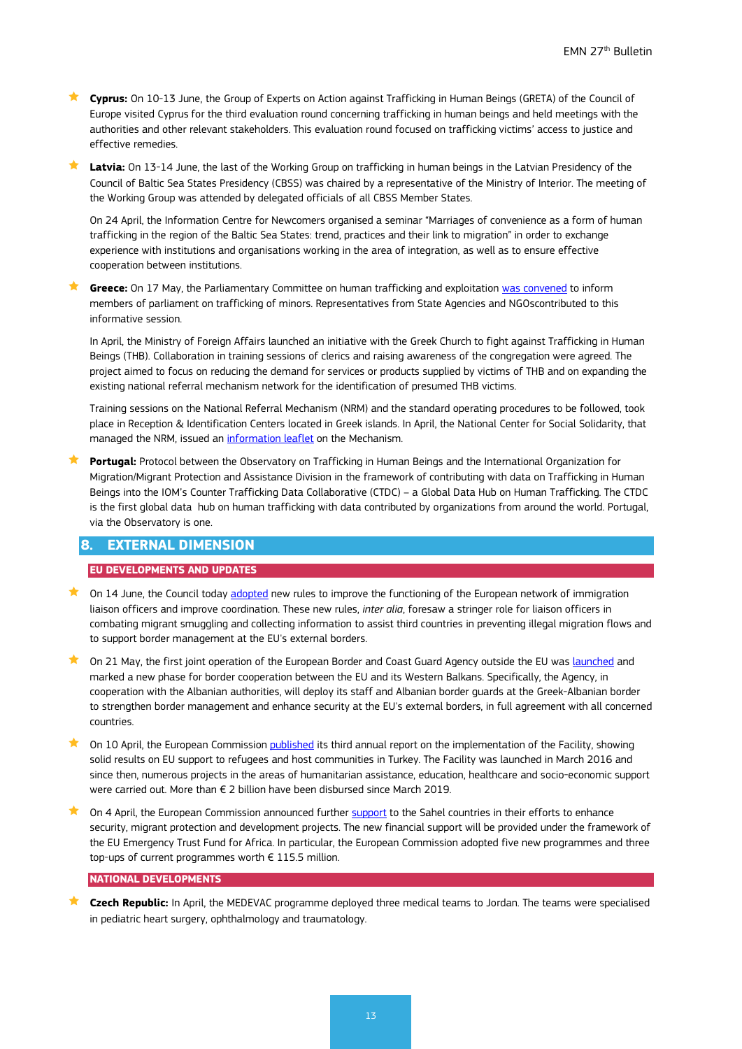- **Cyprus:** On 10-13 June, the Group of Experts on Action against Trafficking in Human Beings (GRETA) of the Council of Europe visited Cyprus for the third evaluation round concerning trafficking in human beings and held meetings with the authorities and other relevant stakeholders. This evaluation round focused on trafficking victims' access to justice and effective remedies.

- **Latvia:** On 13-14 June, the last of the Working Group on trafficking in human beings in the Latvian Presidency of the Council of Baltic Sea States Presidency (CBSS) was chaired by a representative of the Ministry of Interior. The meeting of the Working Group was attended by delegated officials of all CBSS Member States.

  On 24 April, the Information Centre for Newcomers organised a seminar "Marriages of convenience as a form of human trafficking in the region of the Baltic Sea States: trend, practices and their link to migration" in order to exchange experience with institutions and organisations working in the area of integration, as well as to ensure effective cooperation between institutions.

- **Greece:** On 17 May, the Parliamentary Committee on human trafficking and exploitation was convened to inform members of parliament on trafficking of minors. Representatives from State Agencies and NGOscontributed to this informative session.

  In April, the Ministry of Foreign Affairs launched an initiative with the Greek Church to fight against Trafficking in Human Beings (THB). Collaboration in training sessions of clerics and raising awareness of the congregation were agreed. The project aimed to focus on reducing the demand for services or products supplied by victims of THB and on expanding the existing national referral mechanism network for the identification of presumed THB victims.

  Training sessions on the National Referral Mechanism (NRM) and the standard operating procedures to be followed, took place in Reception & Identification Centers located in Greek islands. In April, the National Center for Social Solidarity, that managed the NRM, issued an information leaflet on the Mechanism.

- **Portugal:** Protocol between the Observatory on Trafficking in Human Beings and the International Organization for Migration/Migrant Protection and Assistance Division in the framework of contributing with data on Trafficking in Human Beings into the IOM's Counter Trafficking Data Collaborative (CTDC) – a Global Data Hub on Human Trafficking. The CTDC is the first global data hub on human trafficking with data contributed by organizations from around the world. Portugal, via the Observatory is one.

## 8. EXTERNAL DIMENSION

### EU DEVELOPMENTS AND UPDATES

- On 14 June, the Council today adopted new rules to improve the functioning of the European network of immigration liaison officers and improve coordination. These new rules, *inter alia*, foresaw a stringer role for liaison officers in combating migrant smuggling and collecting information to assist third countries in preventing illegal migration flows and to support border management at the EU's external borders.

- On 21 May, the first joint operation of the European Border and Coast Guard Agency outside the EU was launched and marked a new phase for border cooperation between the EU and its Western Balkans. Specifically, the Agency, in cooperation with the Albanian authorities, will deploy its staff and Albanian border guards at the Greek-Albanian border to strengthen border management and enhance security at the EU's external borders, in full agreement with all concerned countries.

- On 10 April, the European Commission published its third annual report on the implementation of the Facility, showing solid results on EU support to refugees and host communities in Turkey. The Facility was launched in March 2016 and since then, numerous projects in the areas of humanitarian assistance, education, healthcare and socio-economic support were carried out. More than € 2 billion have been disbursed since March 2019.

- On 4 April, the European Commission announced further support to the Sahel countries in their efforts to enhance security, migrant protection and development projects. The new financial support will be provided under the framework of the EU Emergency Trust Fund for Africa. In particular, the European Commission adopted five new programmes and three top-ups of current programmes worth € 115.5 million.

### NATIONAL DEVELOPMENTS

- **Czech Republic:** In April, the MEDEVAC programme deployed three medical teams to Jordan. The teams were specialised in pediatric heart surgery, ophthalmology and traumatology.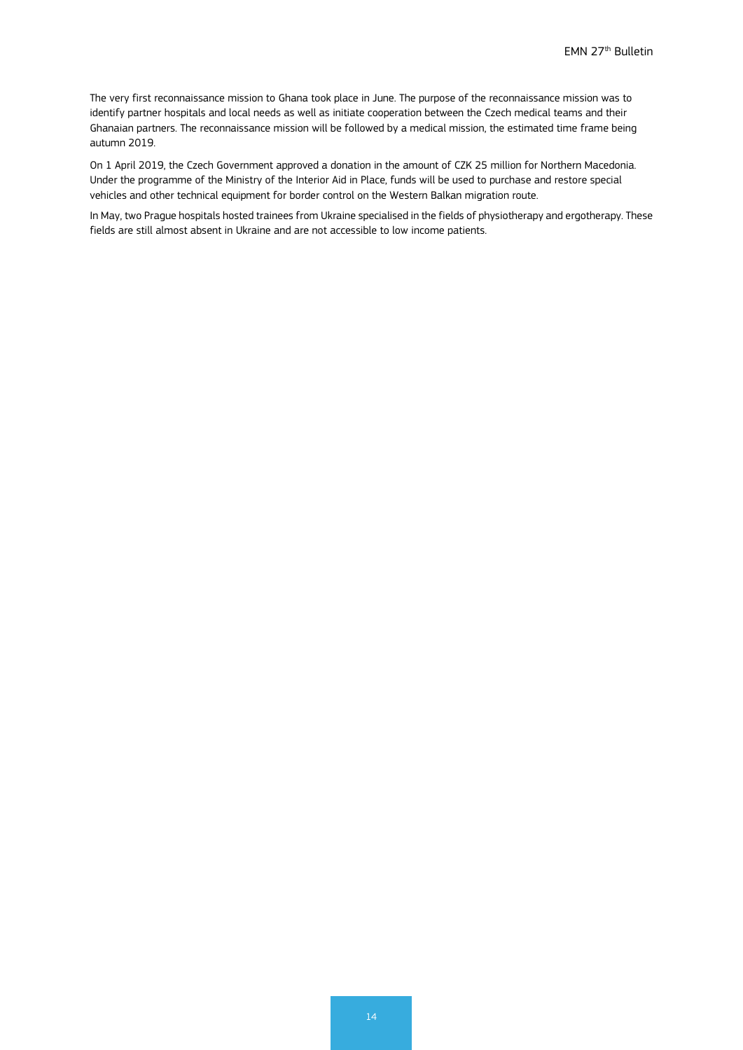The very first reconnaissance mission to Ghana took place in June. The purpose of the reconnaissance mission was to identify partner hospitals and local needs as well as initiate cooperation between the Czech medical teams and their Ghanaian partners. The reconnaissance mission will be followed by a medical mission, the estimated time frame being autumn 2019.

On 1 April 2019, the Czech Government approved a donation in the amount of CZK 25 million for Northern Macedonia. Under the programme of the Ministry of the Interior Aid in Place, funds will be used to purchase and restore special vehicles and other technical equipment for border control on the Western Balkan migration route.

In May, two Prague hospitals hosted trainees from Ukraine specialised in the fields of physiotherapy and ergotherapy. These fields are still almost absent in Ukraine and are not accessible to low income patients.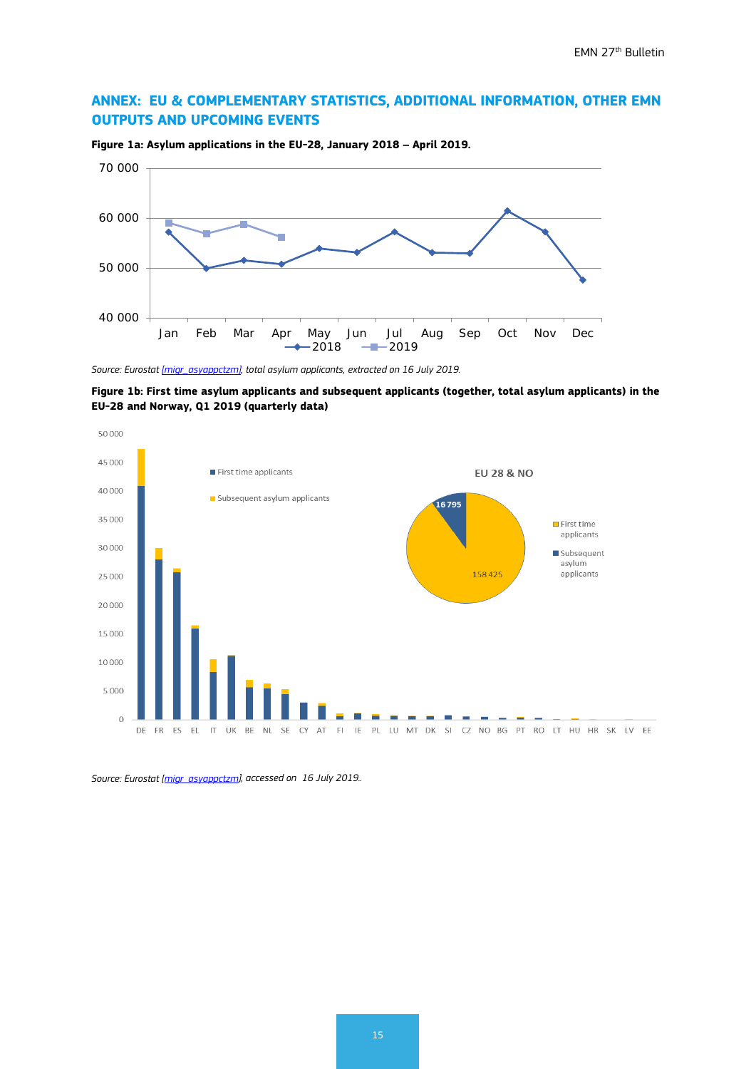## ANNEX: EU & COMPLEMENTARY STATISTICS, ADDITIONAL INFORMATION, OTHER EMN OUTPUTS AND UPCOMING EVENTS

**Figure 1a: Asylum applications in the EU-28, January 2018 – April 2019.**

*Source: Eurostat [migr_asyappctzm], total asylum applicants, extracted on 16 July 2019.*

**Figure 1b: First time asylum applicants and subsequent applicants (together, total asylum applicants) in the EU-28 and Norway, Q1 2019 (quarterly data)**

*Source: Eurostat [migr_asyappctzm], accessed on 16 July 2019..*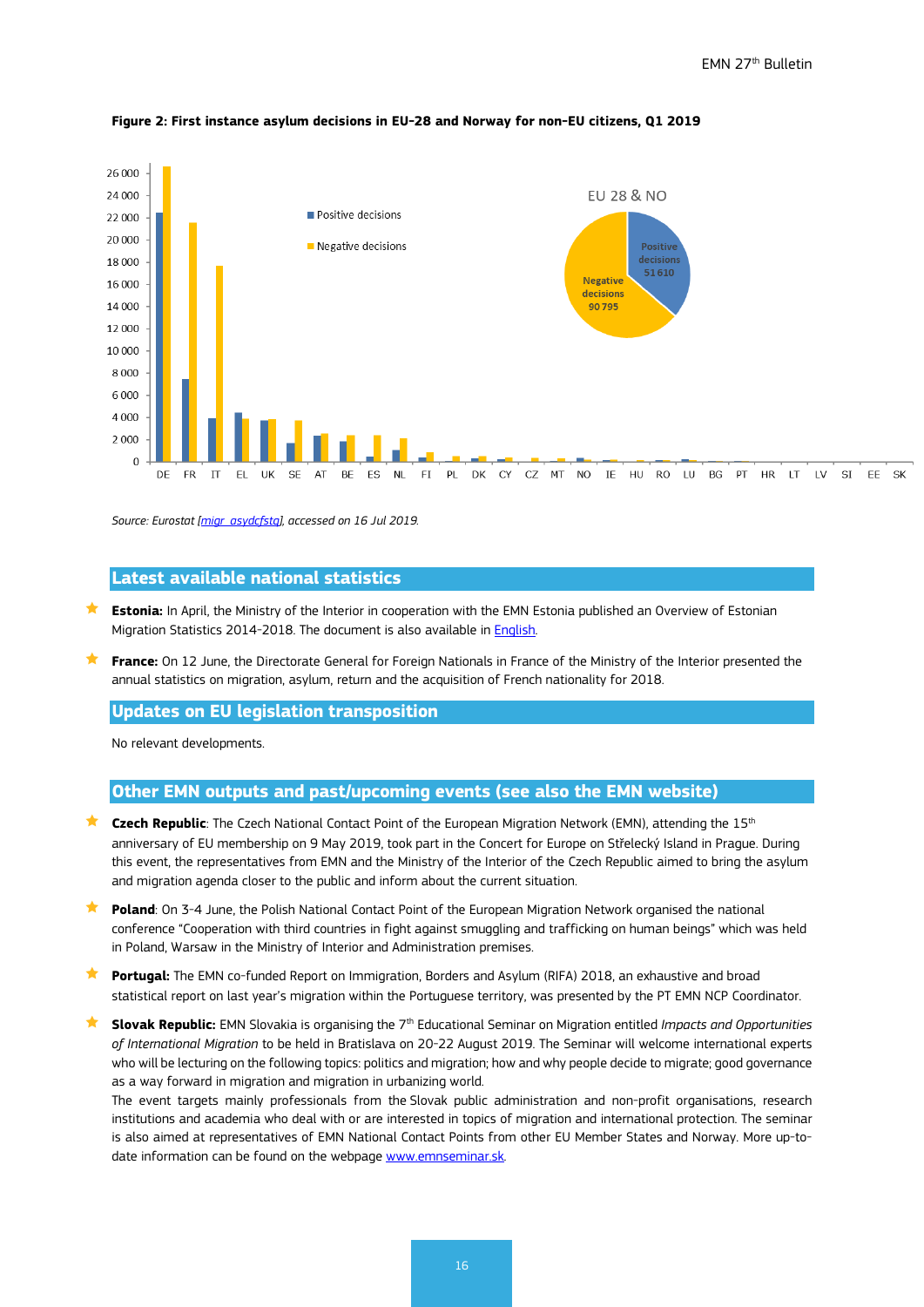**Figure 2: First instance asylum decisions in EU-28 and Norway for non-EU citizens, Q1 2019**

Source: Eurostat [migr_asydcfstq], accessed on 16 Jul 2019.

## Latest available national statistics

- **Estonia:** In April, the Ministry of the Interior in cooperation with the EMN Estonia published an Overview of Estonian Migration Statistics 2014-2018. The document is also available in English.
- **France:** On 12 June, the Directorate General for Foreign Nationals in France of the Ministry of the Interior presented the annual statistics on migration, asylum, return and the acquisition of French nationality for 2018.

## Updates on EU legislation transposition

No relevant developments.

## Other EMN outputs and past/upcoming events (see also the EMN website)

- **Czech Republic**: The Czech National Contact Point of the European Migration Network (EMN), attending the 15th anniversary of EU membership on 9 May 2019, took part in the Concert for Europe on Střelecký Island in Prague. During this event, the representatives from EMN and the Ministry of the Interior of the Czech Republic aimed to bring the asylum and migration agenda closer to the public and inform about the current situation.
- **Poland**: On 3-4 June, the Polish National Contact Point of the European Migration Network organised the national conference "Cooperation with third countries in fight against smuggling and trafficking on human beings" which was held in Poland, Warsaw in the Ministry of Interior and Administration premises.
- **Portugal:** The EMN co-funded Report on Immigration, Borders and Asylum (RIFA) 2018, an exhaustive and broad statistical report on last year's migration within the Portuguese territory, was presented by the PT EMN NCP Coordinator.
- **Slovak Republic:** EMN Slovakia is organising the 7th Educational Seminar on Migration entitled *Impacts and Opportunities of International Migration* to be held in Bratislava on 20-22 August 2019. The Seminar will welcome international experts who will be lecturing on the following topics: politics and migration; how and why people decide to migrate; good governance as a way forward in migration and migration in urbanizing world.
  The event targets mainly professionals from the Slovak public administration and non-profit organisations, research institutions and academia who deal with or are interested in topics of migration and international protection. The seminar is also aimed at representatives of EMN National Contact Points from other EU Member States and Norway. More up-to-date information can be found on the webpage www.emnseminar.sk.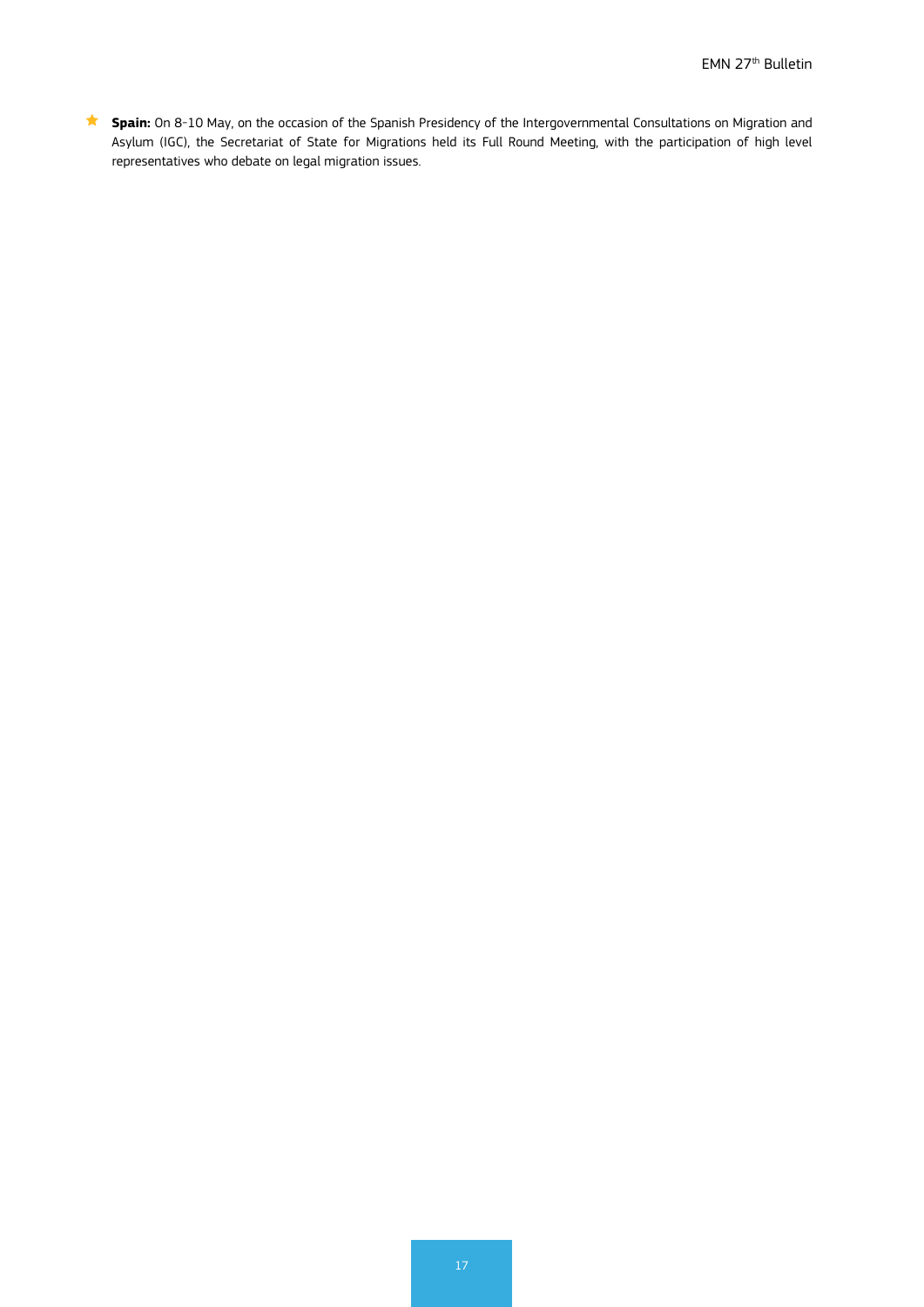- **Spain:** On 8-10 May, on the occasion of the Spanish Presidency of the Intergovernmental Consultations on Migration and Asylum (IGC), the Secretariat of State for Migrations held its Full Round Meeting, with the participation of high level representatives who debate on legal migration issues.